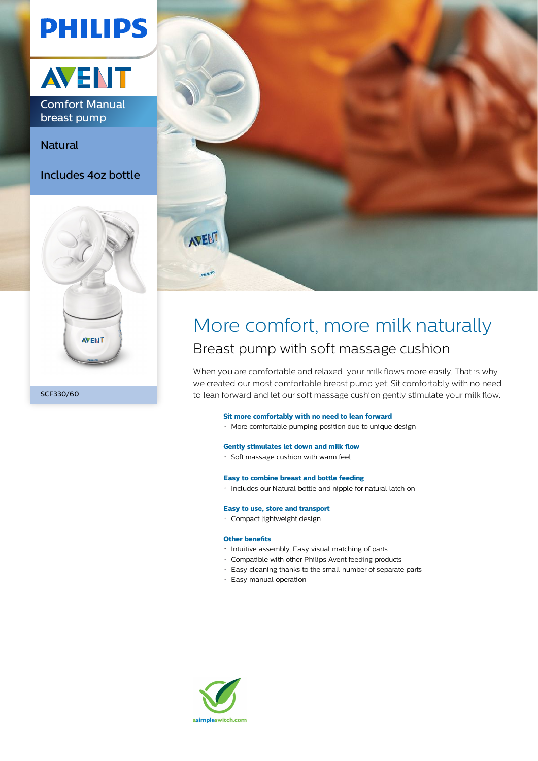PHILIPS

AVENT

Comfort Manual breast pump

Natural

Includes 4oz bottle

SCF330/60

# More comfort, more milk naturally

## Breast pump with soft massage cushion

When you are comfortable and relaxed, your milk flows more easily. That is why we created our most comfortable breast pump yet: Sit comfortably with no need to lean forward and let our soft massage cushion gently stimulate your milk flow.

**Sit more comfortably with no need to lean forward**
- More comfortable pumping position due to unique design

**Gently stimulates let down and milk flow**
- Soft massage cushion with warm feel

**Easy to combine breast and bottle feeding**
- Includes our Natural bottle and nipple for natural latch on

**Easy to use, store and transport**
- Compact lightweight design

**Other benefits**
- Intuitive assembly. Easy visual matching of parts
- Compatible with other Philips Avent feeding products
- Easy cleaning thanks to the small number of separate parts
- Easy manual operation

asimpleswitch.com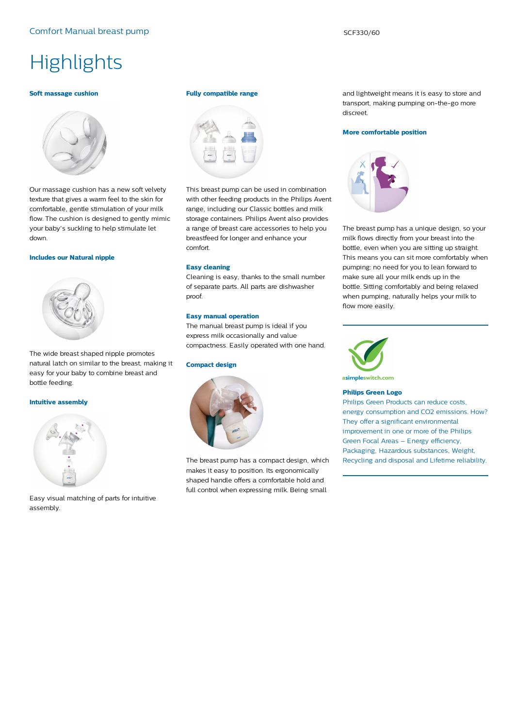# Highlights

### Soft massage cushion

Our massage cushion has a new soft velvety texture that gives a warm feel to the skin for comfortable, gentle stimulation of your milk flow. The cushion is designed to gently mimic your baby's suckling to help stimulate let down.

### Includes our Natural nipple

The wide breast shaped nipple promotes natural latch on similar to the breast, making it easy for your baby to combine breast and bottle feeding.

### Intuitive assembly

Easy visual matching of parts for intuitive assembly.

### Fully compatible range

This breast pump can be used in combination with other feeding products in the Philips Avent range, including our Classic bottles and milk storage containers. Philips Avent also provides a range of breast care accessories to help you breastfeed for longer and enhance your comfort.

### Easy cleaning

Cleaning is easy, thanks to the small number of separate parts. All parts are dishwasher proof.

### Easy manual operation

The manual breast pump is ideal if you express milk occasionally and value compactness. Easily operated with one hand.

### Compact design

The breast pump has a compact design, which makes it easy to position. Its ergonomically shaped handle offers a comfortable hold and full control when expressing milk. Being small and lightweight means it is easy to store and transport, making pumping on-the-go more discreet.

### More comfortable position

The breast pump has a unique design, so your milk flows directly from your breast into the bottle, even when you are sitting up straight. This means you can sit more comfortably when pumping: no need for you to lean forward to make sure all your milk ends up in the bottle. Sitting comfortably and being relaxed when pumping, naturally helps your milk to flow more easily.

asimpleswitch.com

### Philips Green Logo

Philips Green Products can reduce costs, energy consumption and CO2 emissions. How? They offer a significant environmental improvement in one or more of the Philips Green Focal Areas – Energy efficiency, Packaging, Hazardous substances, Weight, Recycling and disposal and Lifetime reliability.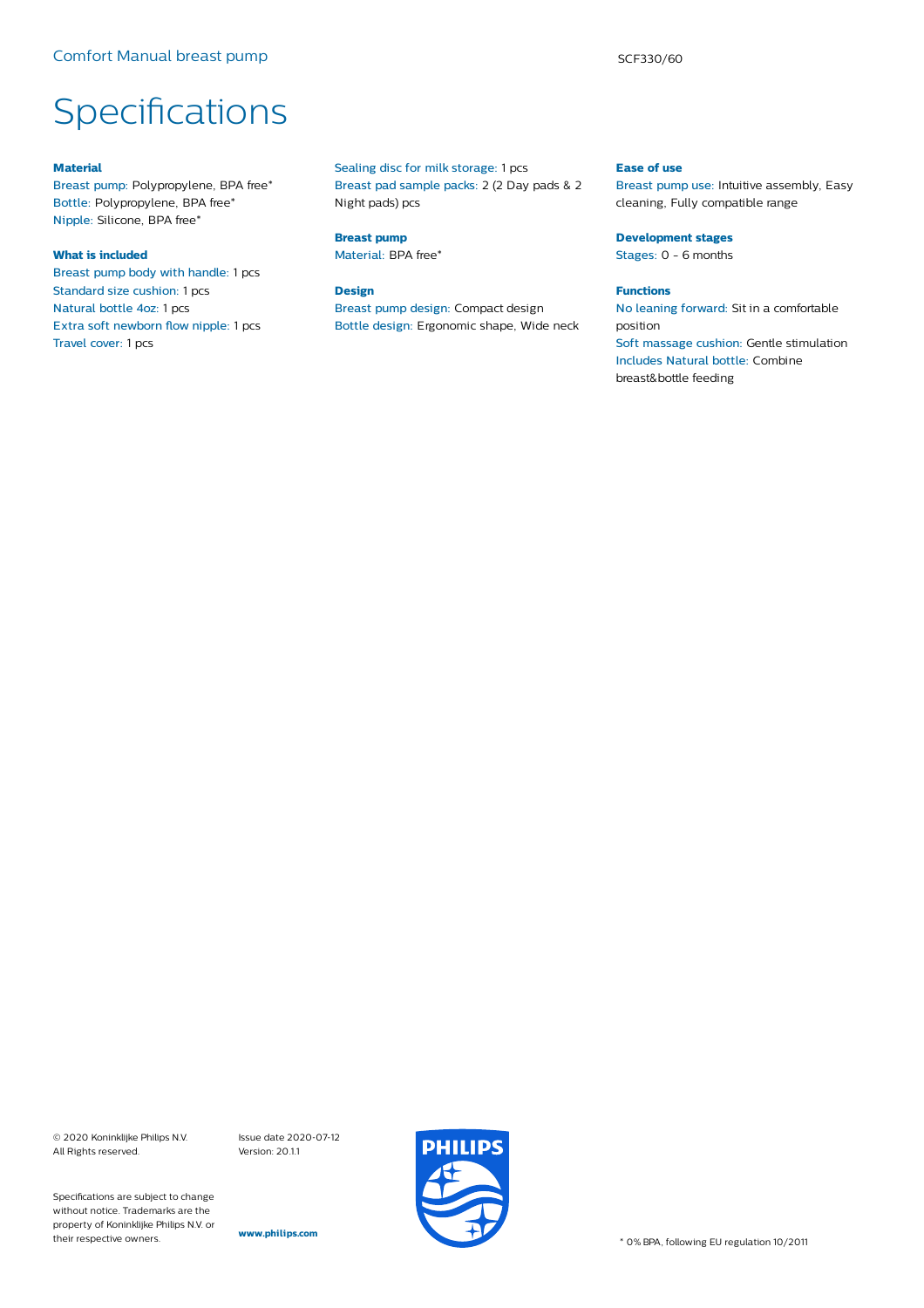# Specifications

### Material

Breast pump: Polypropylene, BPA free*
Bottle: Polypropylene, BPA free*
Nipple: Silicone, BPA free*

### What is included

Breast pump body with handle: 1 pcs
Standard size cushion: 1 pcs
Natural bottle 4oz: 1 pcs
Extra soft newborn flow nipple: 1 pcs
Travel cover: 1 pcs
Sealing disc for milk storage: 1 pcs
Breast pad sample packs: 2 (2 Day pads & 2 Night pads) pcs

### Breast pump

Material: BPA free*

### Design

Breast pump design: Compact design
Bottle design: Ergonomic shape, Wide neck

### Ease of use

Breast pump use: Intuitive assembly, Easy cleaning, Fully compatible range

### Development stages

Stages: 0 - 6 months

### Functions

No leaning forward: Sit in a comfortable position
Soft massage cushion: Gentle stimulation
Includes Natural bottle: Combine breast&bottle feeding

© 2020 Koninklijke Philips N.V.
All Rights reserved.

Issue date 2020-07-12
Version: 20.1.1

Specifications are subject to change without notice. Trademarks are the property of Koninklijke Philips N.V. or their respective owners.

www.philips.com

* 0% BPA, following EU regulation 10/2011